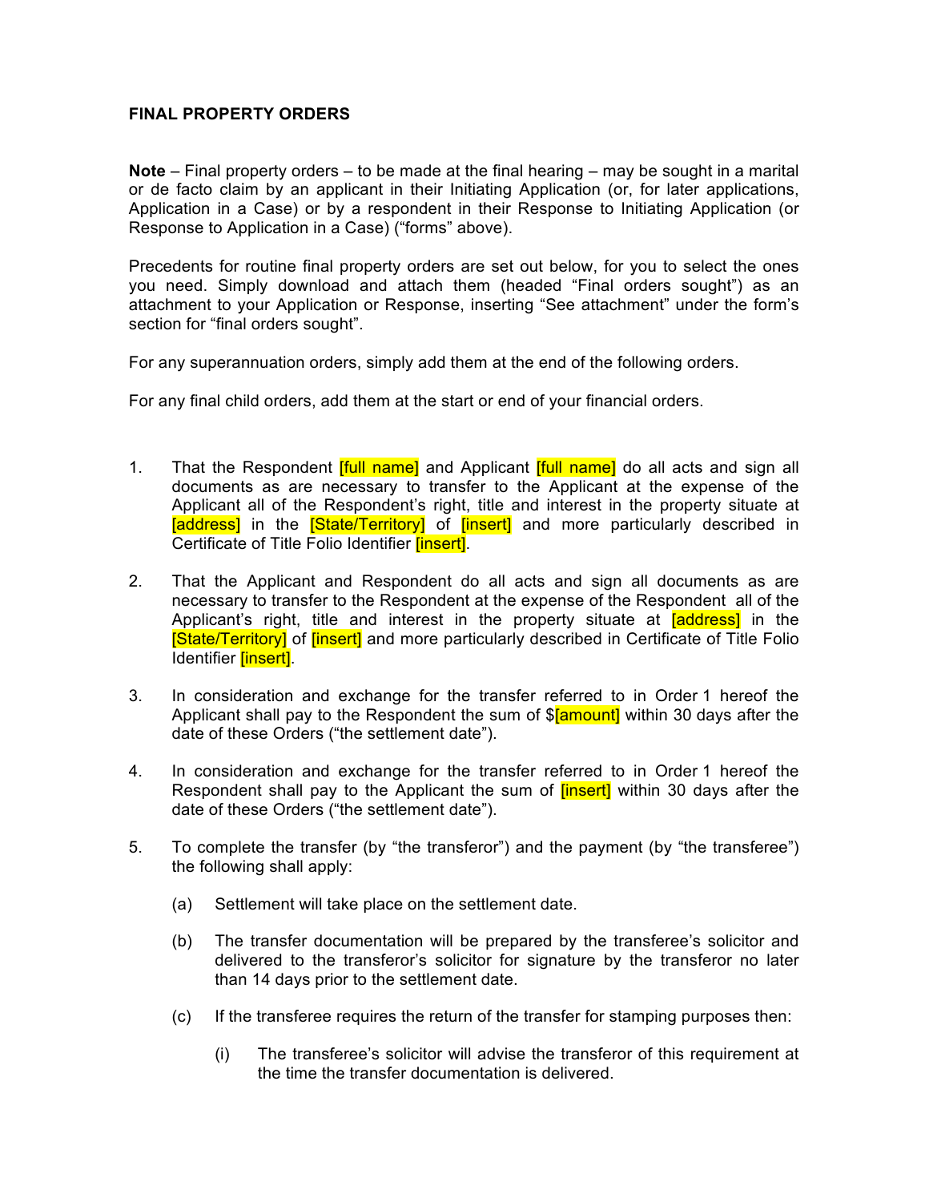**FINAL PROPERTY ORDERS**

**Note** – Final property orders – to be made at the final hearing – may be sought in a marital or de facto claim by an applicant in their Initiating Application (or, for later applications, Application in a Case) or by a respondent in their Response to Initiating Application (or Response to Application in a Case) ("forms" above).

Precedents for routine final property orders are set out below, for you to select the ones you need. Simply download and attach them (headed "Final orders sought") as an attachment to your Application or Response, inserting "See attachment" under the form's section for "final orders sought".

For any superannuation orders, simply add them at the end of the following orders.

For any final child orders, add them at the start or end of your financial orders.

1. That the Respondent [full name] and Applicant [full name] do all acts and sign all documents as are necessary to transfer to the Applicant at the expense of the Applicant all of the Respondent's right, title and interest in the property situate at [address] in the [State/Territory] of [insert] and more particularly described in Certificate of Title Folio Identifier [insert].

2. That the Applicant and Respondent do all acts and sign all documents as are necessary to transfer to the Respondent at the expense of the Respondent all of the Applicant's right, title and interest in the property situate at [address] in the [State/Territory] of [insert] and more particularly described in Certificate of Title Folio Identifier [insert].

3. In consideration and exchange for the transfer referred to in Order 1 hereof the Applicant shall pay to the Respondent the sum of $[amount] within 30 days after the date of these Orders ("the settlement date").

4. In consideration and exchange for the transfer referred to in Order 1 hereof the Respondent shall pay to the Applicant the sum of [insert] within 30 days after the date of these Orders ("the settlement date").

5. To complete the transfer (by "the transferor") and the payment (by "the transferee") the following shall apply:

   (a) Settlement will take place on the settlement date.

   (b) The transfer documentation will be prepared by the transferee's solicitor and delivered to the transferor's solicitor for signature by the transferor no later than 14 days prior to the settlement date.

   (c) If the transferee requires the return of the transfer for stamping purposes then:

      (i) The transferee's solicitor will advise the transferor of this requirement at the time the transfer documentation is delivered.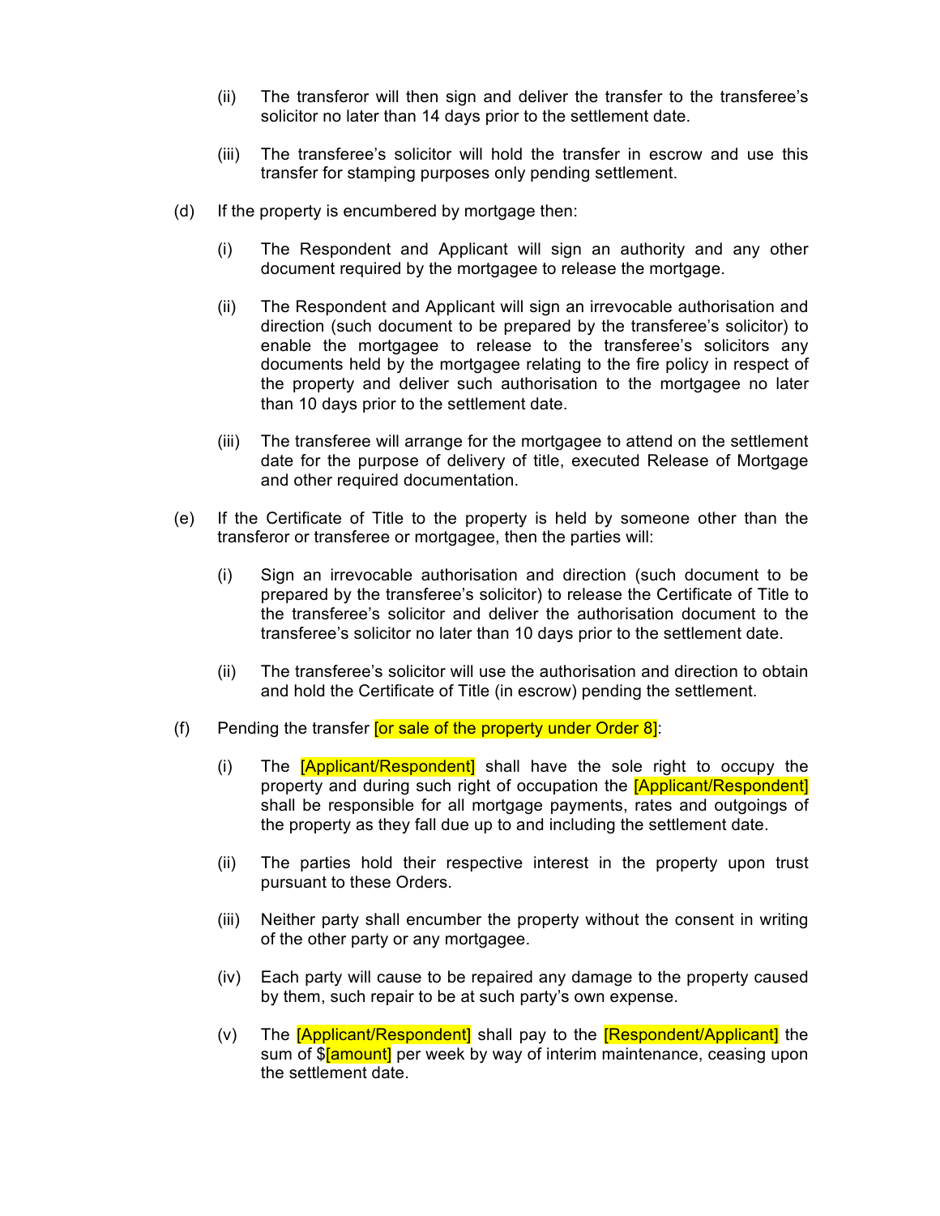(ii) The transferor will then sign and deliver the transfer to the transferee's solicitor no later than 14 days prior to the settlement date.

(iii) The transferee's solicitor will hold the transfer in escrow and use this transfer for stamping purposes only pending settlement.

(d) If the property is encumbered by mortgage then:

(i) The Respondent and Applicant will sign an authority and any other document required by the mortgagee to release the mortgage.

(ii) The Respondent and Applicant will sign an irrevocable authorisation and direction (such document to be prepared by the transferee's solicitor) to enable the mortgagee to release to the transferee's solicitors any documents held by the mortgagee relating to the fire policy in respect of the property and deliver such authorisation to the mortgagee no later than 10 days prior to the settlement date.

(iii) The transferee will arrange for the mortgagee to attend on the settlement date for the purpose of delivery of title, executed Release of Mortgage and other required documentation.

(e) If the Certificate of Title to the property is held by someone other than the transferor or transferee or mortgagee, then the parties will:

(i) Sign an irrevocable authorisation and direction (such document to be prepared by the transferee's solicitor) to release the Certificate of Title to the transferee's solicitor and deliver the authorisation document to the transferee's solicitor no later than 10 days prior to the settlement date.

(ii) The transferee's solicitor will use the authorisation and direction to obtain and hold the Certificate of Title (in escrow) pending the settlement.

(f) Pending the transfer [or sale of the property under Order 8]:

(i) The [Applicant/Respondent] shall have the sole right to occupy the property and during such right of occupation the [Applicant/Respondent] shall be responsible for all mortgage payments, rates and outgoings of the property as they fall due up to and including the settlement date.

(ii) The parties hold their respective interest in the property upon trust pursuant to these Orders.

(iii) Neither party shall encumber the property without the consent in writing of the other party or any mortgagee.

(iv) Each party will cause to be repaired any damage to the property caused by them, such repair to be at such party's own expense.

(v) The [Applicant/Respondent] shall pay to the [Respondent/Applicant] the sum of $[amount] per week by way of interim maintenance, ceasing upon the settlement date.